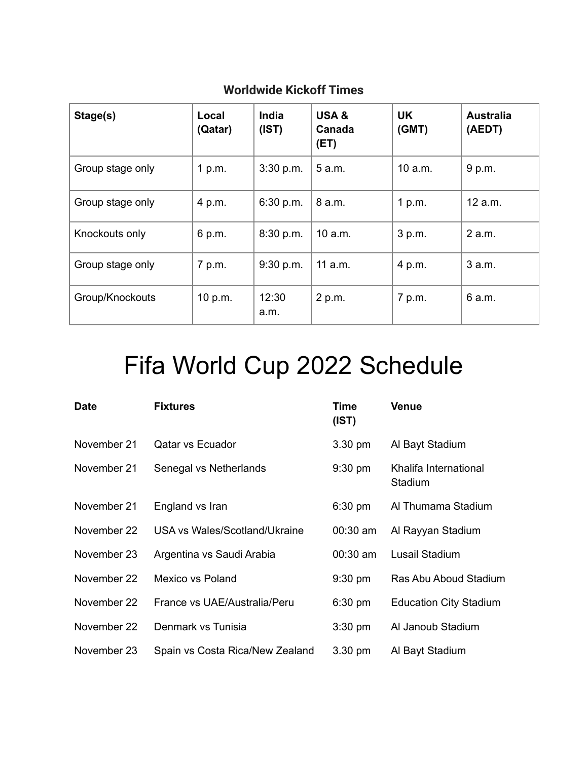**Worldwide Kickoff Times**

| Stage(s) | Local (Qatar) | India (IST) | USA & Canada (ET) | UK (GMT) | Australia (AEDT) |
|---|---|---|---|---|---|
| Group stage only | 1 p.m. | 3:30 p.m. | 5 a.m. | 10 a.m. | 9 p.m. |
| Group stage only | 4 p.m. | 6:30 p.m. | 8 a.m. | 1 p.m. | 12 a.m. |
| Knockouts only | 6 p.m. | 8:30 p.m. | 10 a.m. | 3 p.m. | 2 a.m. |
| Group stage only | 7 p.m. | 9:30 p.m. | 11 a.m. | 4 p.m. | 3 a.m. |
| Group/Knockouts | 10 p.m. | 12:30 a.m. | 2 p.m. | 7 p.m. | 6 a.m. |

# Fifa World Cup 2022 Schedule

| Date | Fixtures | Time (IST) | Venue |
|---|---|---|---|
| November 21 | Qatar vs Ecuador | 3.30 pm | Al Bayt Stadium |
| November 21 | Senegal vs Netherlands | 9:30 pm | Khalifa International Stadium |
| November 21 | England vs Iran | 6:30 pm | Al Thumama Stadium |
| November 22 | USA vs Wales/Scotland/Ukraine | 00:30 am | Al Rayyan Stadium |
| November 23 | Argentina vs Saudi Arabia | 00:30 am | Lusail Stadium |
| November 22 | Mexico vs Poland | 9:30 pm | Ras Abu Aboud Stadium |
| November 22 | France vs UAE/Australia/Peru | 6:30 pm | Education City Stadium |
| November 22 | Denmark vs Tunisia | 3:30 pm | Al Janoub Stadium |
| November 23 | Spain vs Costa Rica/New Zealand | 3.30 pm | Al Bayt Stadium |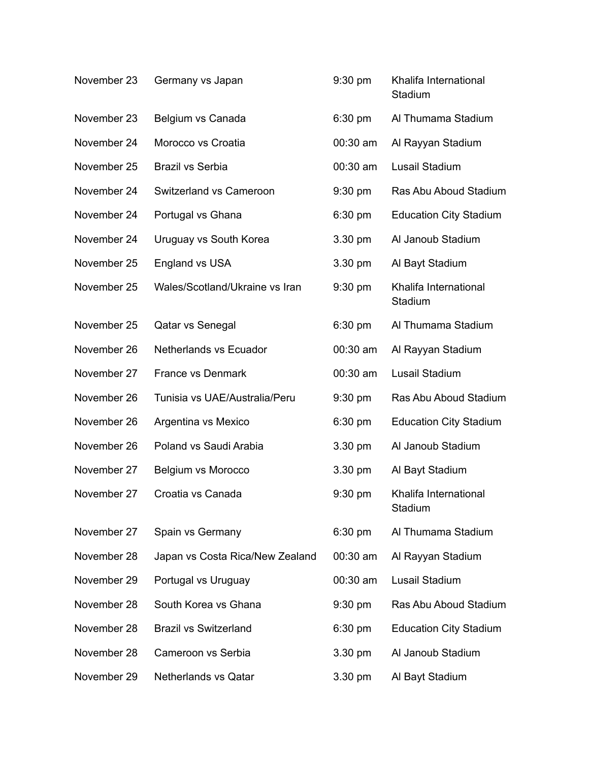| | | | |
|---|---|---|---|
| November 23 | Germany vs Japan | 9:30 pm | Khalifa International Stadium |
| November 23 | Belgium vs Canada | 6:30 pm | Al Thumama Stadium |
| November 24 | Morocco vs Croatia | 00:30 am | Al Rayyan Stadium |
| November 25 | Brazil vs Serbia | 00:30 am | Lusail Stadium |
| November 24 | Switzerland vs Cameroon | 9:30 pm | Ras Abu Aboud Stadium |
| November 24 | Portugal vs Ghana | 6:30 pm | Education City Stadium |
| November 24 | Uruguay vs South Korea | 3.30 pm | Al Janoub Stadium |
| November 25 | England vs USA | 3.30 pm | Al Bayt Stadium |
| November 25 | Wales/Scotland/Ukraine vs Iran | 9:30 pm | Khalifa International Stadium |
| November 25 | Qatar vs Senegal | 6:30 pm | Al Thumama Stadium |
| November 26 | Netherlands vs Ecuador | 00:30 am | Al Rayyan Stadium |
| November 27 | France vs Denmark | 00:30 am | Lusail Stadium |
| November 26 | Tunisia vs UAE/Australia/Peru | 9:30 pm | Ras Abu Aboud Stadium |
| November 26 | Argentina vs Mexico | 6:30 pm | Education City Stadium |
| November 26 | Poland vs Saudi Arabia | 3.30 pm | Al Janoub Stadium |
| November 27 | Belgium vs Morocco | 3.30 pm | Al Bayt Stadium |
| November 27 | Croatia vs Canada | 9:30 pm | Khalifa International Stadium |
| November 27 | Spain vs Germany | 6:30 pm | Al Thumama Stadium |
| November 28 | Japan vs Costa Rica/New Zealand | 00:30 am | Al Rayyan Stadium |
| November 29 | Portugal vs Uruguay | 00:30 am | Lusail Stadium |
| November 28 | South Korea vs Ghana | 9:30 pm | Ras Abu Aboud Stadium |
| November 28 | Brazil vs Switzerland | 6:30 pm | Education City Stadium |
| November 28 | Cameroon vs Serbia | 3.30 pm | Al Janoub Stadium |
| November 29 | Netherlands vs Qatar | 3.30 pm | Al Bayt Stadium |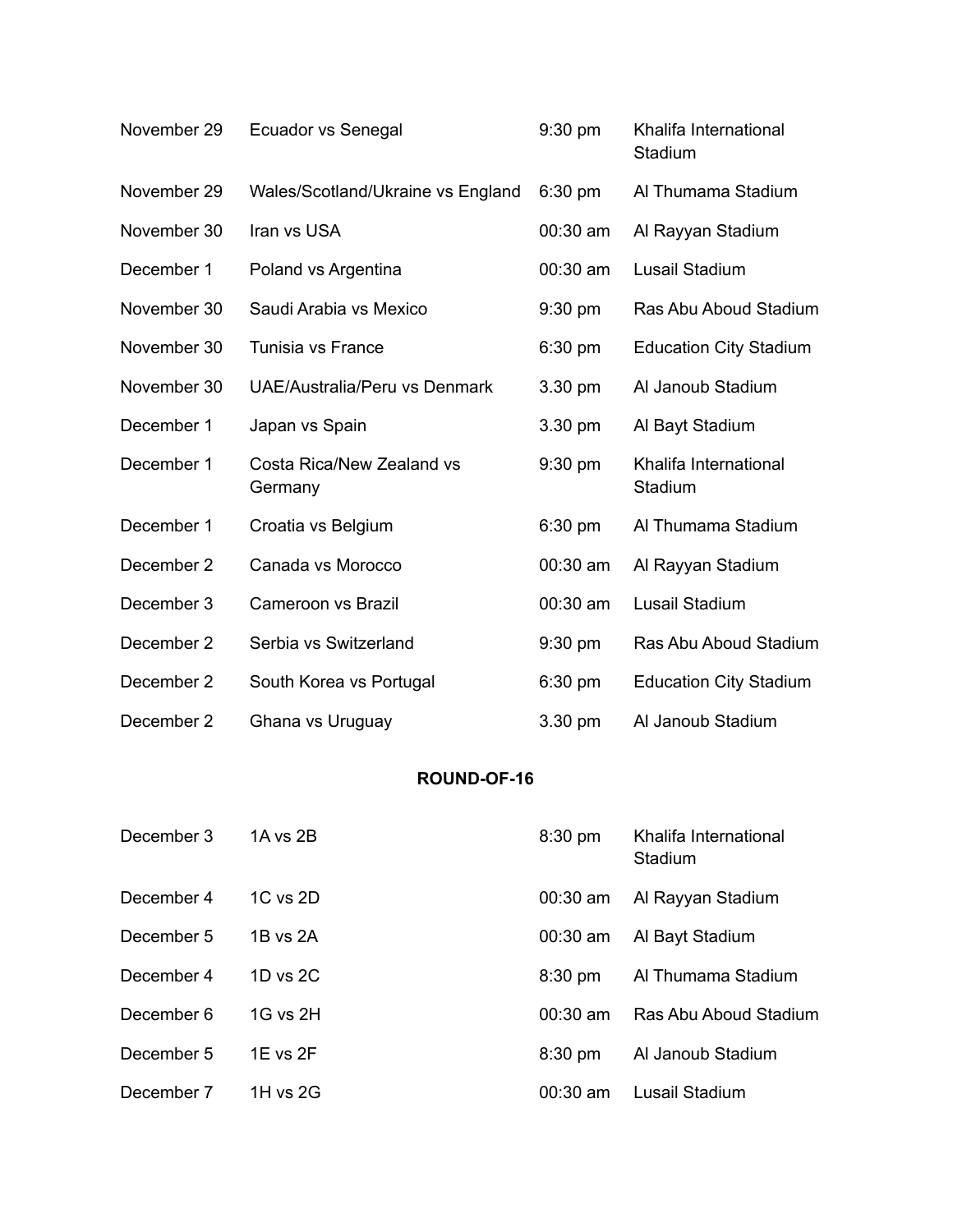| | | | |
|---|---|---|---|
| November 29 | Ecuador vs Senegal | 9:30 pm | Khalifa International Stadium |
| November 29 | Wales/Scotland/Ukraine vs England | 6:30 pm | Al Thumama Stadium |
| November 30 | Iran vs USA | 00:30 am | Al Rayyan Stadium |
| December 1 | Poland vs Argentina | 00:30 am | Lusail Stadium |
| November 30 | Saudi Arabia vs Mexico | 9:30 pm | Ras Abu Aboud Stadium |
| November 30 | Tunisia vs France | 6:30 pm | Education City Stadium |
| November 30 | UAE/Australia/Peru vs Denmark | 3.30 pm | Al Janoub Stadium |
| December 1 | Japan vs Spain | 3.30 pm | Al Bayt Stadium |
| December 1 | Costa Rica/New Zealand vs Germany | 9:30 pm | Khalifa International Stadium |
| December 1 | Croatia vs Belgium | 6:30 pm | Al Thumama Stadium |
| December 2 | Canada vs Morocco | 00:30 am | Al Rayyan Stadium |
| December 3 | Cameroon vs Brazil | 00:30 am | Lusail Stadium |
| December 2 | Serbia vs Switzerland | 9:30 pm | Ras Abu Aboud Stadium |
| December 2 | South Korea vs Portugal | 6:30 pm | Education City Stadium |
| December 2 | Ghana vs Uruguay | 3.30 pm | Al Janoub Stadium |

**ROUND-OF-16**

| | | | |
|---|---|---|---|
| December 3 | 1A vs 2B | 8:30 pm | Khalifa International Stadium |
| December 4 | 1C vs 2D | 00:30 am | Al Rayyan Stadium |
| December 5 | 1B vs 2A | 00:30 am | Al Bayt Stadium |
| December 4 | 1D vs 2C | 8:30 pm | Al Thumama Stadium |
| December 6 | 1G vs 2H | 00:30 am | Ras Abu Aboud Stadium |
| December 5 | 1E vs 2F | 8:30 pm | Al Janoub Stadium |
| December 7 | 1H vs 2G | 00:30 am | Lusail Stadium |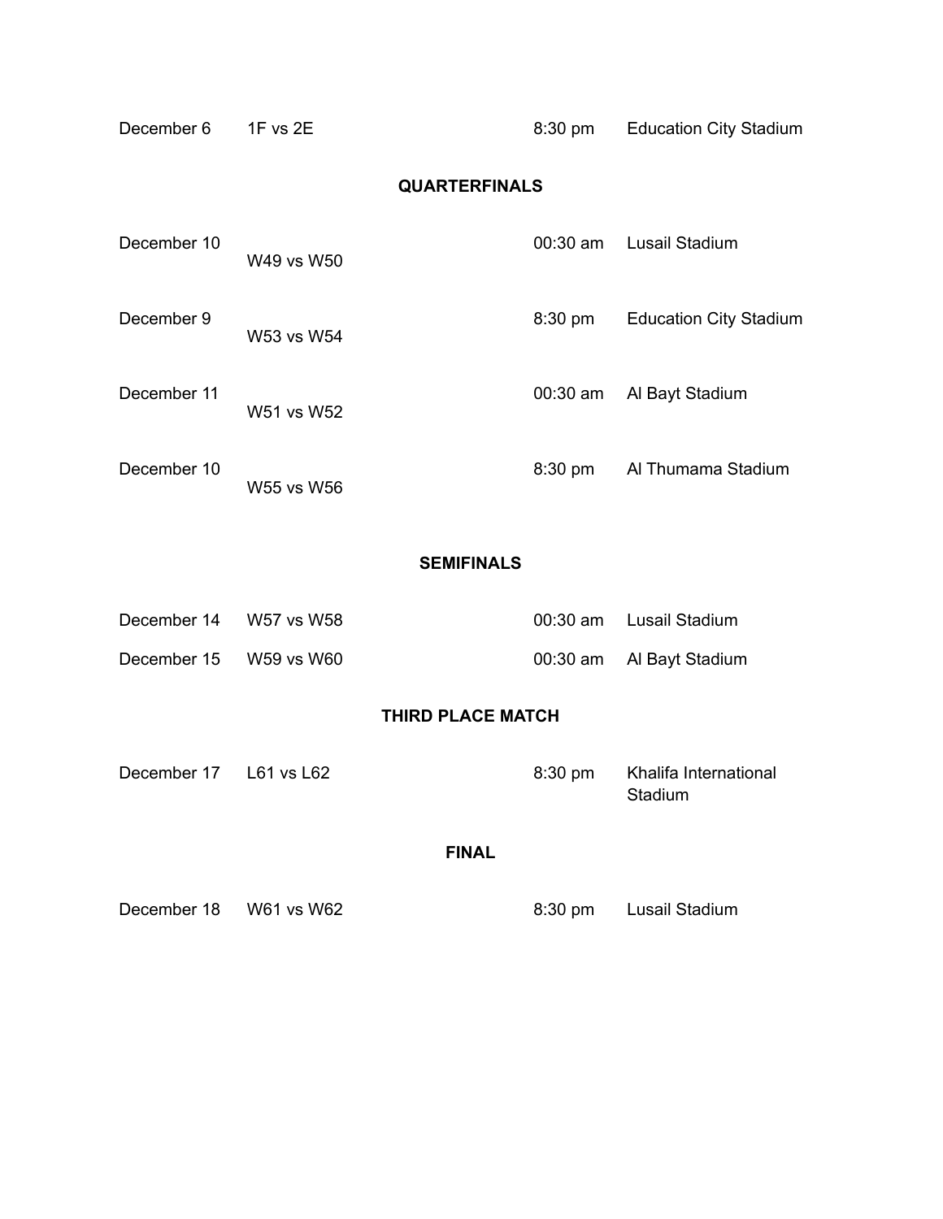| | | | |
|---|---|---|---|
| December 6 | 1F vs 2E | 8:30 pm | Education City Stadium |

## QUARTERFINALS

| | | | |
|---|---|---|---|
| December 10 | W49 vs W50 | 00:30 am | Lusail Stadium |
| December 9 | W53 vs W54 | 8:30 pm | Education City Stadium |
| December 11 | W51 vs W52 | 00:30 am | Al Bayt Stadium |
| December 10 | W55 vs W56 | 8:30 pm | Al Thumama Stadium |

## SEMIFINALS

| | | | |
|---|---|---|---|
| December 14 | W57 vs W58 | 00:30 am | Lusail Stadium |
| December 15 | W59 vs W60 | 00:30 am | Al Bayt Stadium |

## THIRD PLACE MATCH

| | | | |
|---|---|---|---|
| December 17 | L61 vs L62 | 8:30 pm | Khalifa International Stadium |

## FINAL

| | | | |
|---|---|---|---|
| December 18 | W61 vs W62 | 8:30 pm | Lusail Stadium |